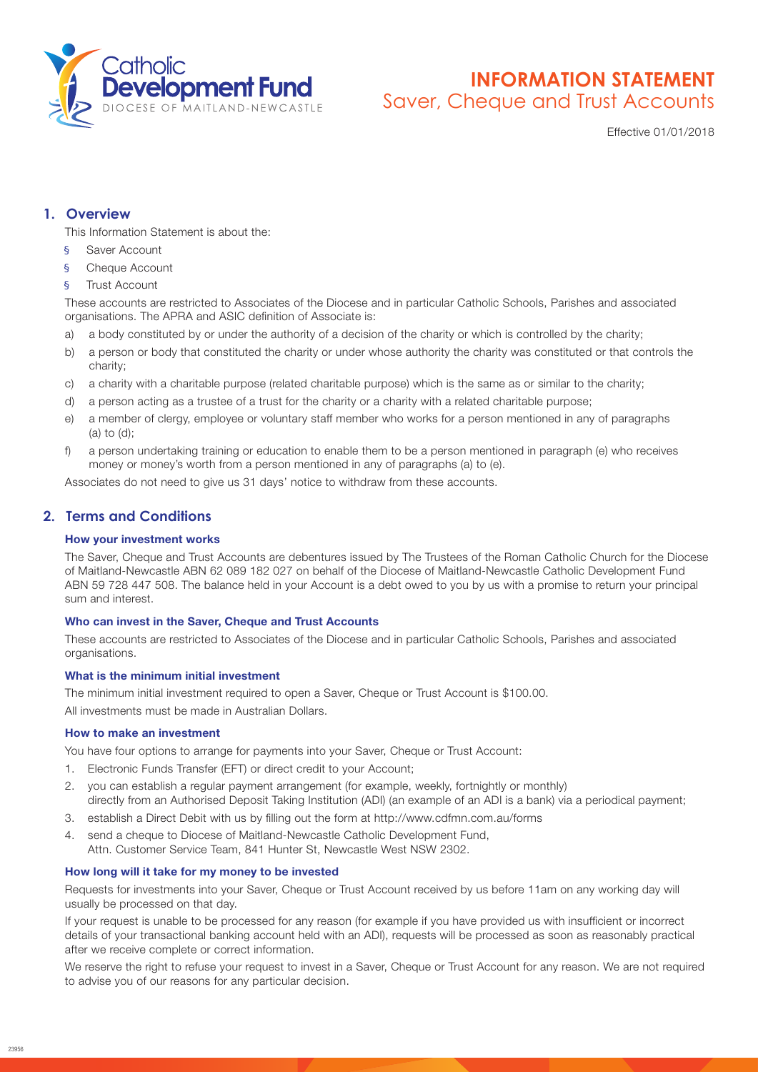Catholic Development Fund
DIOCESE OF MAITLAND-NEWCASTLE

# INFORMATION STATEMENT
Saver, Cheque and Trust Accounts

Effective 01/01/2018

## 1. Overview

This Information Statement is about the:

- Saver Account
- Cheque Account
- Trust Account

These accounts are restricted to Associates of the Diocese and in particular Catholic Schools, Parishes and associated organisations. The APRA and ASIC definition of Associate is:

a) a body constituted by or under the authority of a decision of the charity or which is controlled by the charity;

b) a person or body that constituted the charity or under whose authority the charity was constituted or that controls the charity;

c) a charity with a charitable purpose (related charitable purpose) which is the same as or similar to the charity;

d) a person acting as a trustee of a trust for the charity or a charity with a related charitable purpose;

e) a member of clergy, employee or voluntary staff member who works for a person mentioned in any of paragraphs (a) to (d);

f) a person undertaking training or education to enable them to be a person mentioned in paragraph (e) who receives money or money's worth from a person mentioned in any of paragraphs (a) to (e).

Associates do not need to give us 31 days' notice to withdraw from these accounts.

## 2. Terms and Conditions

### How your investment works

The Saver, Cheque and Trust Accounts are debentures issued by The Trustees of the Roman Catholic Church for the Diocese of Maitland-Newcastle ABN 62 089 182 027 on behalf of the Diocese of Maitland-Newcastle Catholic Development Fund ABN 59 728 447 508. The balance held in your Account is a debt owed to you by us with a promise to return your principal sum and interest.

### Who can invest in the Saver, Cheque and Trust Accounts

These accounts are restricted to Associates of the Diocese and in particular Catholic Schools, Parishes and associated organisations.

### What is the minimum initial investment

The minimum initial investment required to open a Saver, Cheque or Trust Account is $100.00.

All investments must be made in Australian Dollars.

### How to make an investment

You have four options to arrange for payments into your Saver, Cheque or Trust Account:

1. Electronic Funds Transfer (EFT) or direct credit to your Account;
2. you can establish a regular payment arrangement (for example, weekly, fortnightly or monthly) directly from an Authorised Deposit Taking Institution (ADI) (an example of an ADI is a bank) via a periodical payment;
3. establish a Direct Debit with us by filling out the form at http://www.cdfmn.com.au/forms
4. send a cheque to Diocese of Maitland-Newcastle Catholic Development Fund, Attn. Customer Service Team, 841 Hunter St, Newcastle West NSW 2302.

### How long will it take for my money to be invested

Requests for investments into your Saver, Cheque or Trust Account received by us before 11am on any working day will usually be processed on that day.

If your request is unable to be processed for any reason (for example if you have provided us with insufficient or incorrect details of your transactional banking account held with an ADI), requests will be processed as soon as reasonably practical after we receive complete or correct information.

We reserve the right to refuse your request to invest in a Saver, Cheque or Trust Account for any reason. We are not required to advise you of our reasons for any particular decision.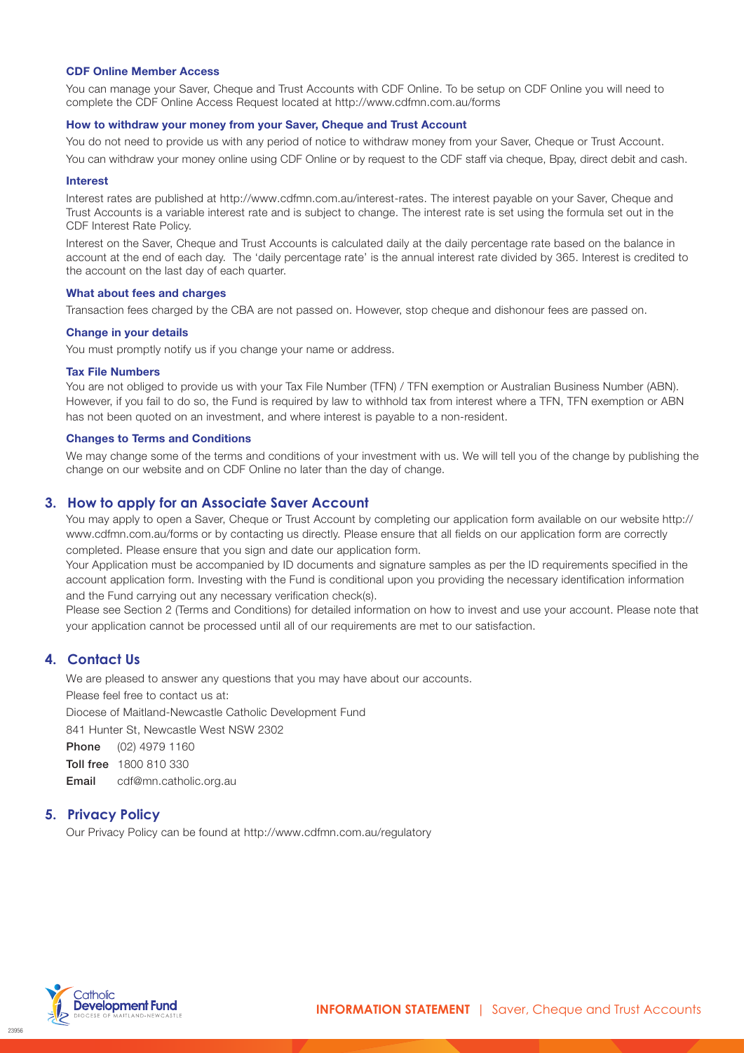### CDF Online Member Access

You can manage your Saver, Cheque and Trust Accounts with CDF Online. To be setup on CDF Online you will need to complete the CDF Online Access Request located at http://www.cdfmn.com.au/forms

### How to withdraw your money from your Saver, Cheque and Trust Account

You do not need to provide us with any period of notice to withdraw money from your Saver, Cheque or Trust Account.

You can withdraw your money online using CDF Online or by request to the CDF staff via cheque, Bpay, direct debit and cash.

### Interest

Interest rates are published at http://www.cdfmn.com.au/interest-rates. The interest payable on your Saver, Cheque and Trust Accounts is a variable interest rate and is subject to change. The interest rate is set using the formula set out in the CDF Interest Rate Policy.

Interest on the Saver, Cheque and Trust Accounts is calculated daily at the daily percentage rate based on the balance in account at the end of each day. The 'daily percentage rate' is the annual interest rate divided by 365. Interest is credited to the account on the last day of each quarter.

### What about fees and charges

Transaction fees charged by the CBA are not passed on. However, stop cheque and dishonour fees are passed on.

### Change in your details

You must promptly notify us if you change your name or address.

### Tax File Numbers

You are not obliged to provide us with your Tax File Number (TFN) / TFN exemption or Australian Business Number (ABN). However, if you fail to do so, the Fund is required by law to withhold tax from interest where a TFN, TFN exemption or ABN has not been quoted on an investment, and where interest is payable to a non-resident.

### Changes to Terms and Conditions

We may change some of the terms and conditions of your investment with us. We will tell you of the change by publishing the change on our website and on CDF Online no later than the day of change.

## 3. How to apply for an Associate Saver Account

You may apply to open a Saver, Cheque or Trust Account by completing our application form available on our website http://www.cdfmn.com.au/forms or by contacting us directly. Please ensure that all fields on our application form are correctly completed. Please ensure that you sign and date our application form.

Your Application must be accompanied by ID documents and signature samples as per the ID requirements specified in the account application form. Investing with the Fund is conditional upon you providing the necessary identification information and the Fund carrying out any necessary verification check(s).

Please see Section 2 (Terms and Conditions) for detailed information on how to invest and use your account. Please note that your application cannot be processed until all of our requirements are met to our satisfaction.

## 4. Contact Us

We are pleased to answer any questions that you may have about our accounts.

Please feel free to contact us at:

Diocese of Maitland-Newcastle Catholic Development Fund

841 Hunter St, Newcastle West NSW 2302

**Phone** (02) 4979 1160

**Toll free** 1800 810 330

**Email** cdf@mn.catholic.org.au

## 5. Privacy Policy

Our Privacy Policy can be found at http://www.cdfmn.com.au/regulatory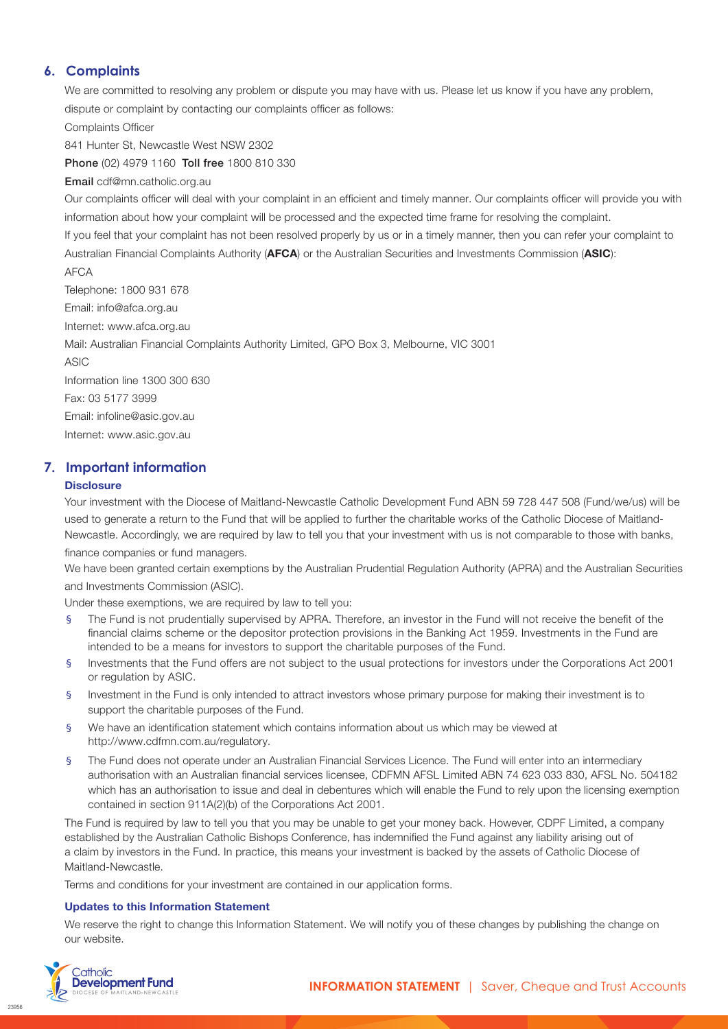## 6. Complaints

We are committed to resolving any problem or dispute you may have with us. Please let us know if you have any problem, dispute or complaint by contacting our complaints officer as follows:

Complaints Officer

841 Hunter St, Newcastle West NSW 2302

**Phone** (02) 4979 1160 **Toll free** 1800 810 330

**Email** cdf@mn.catholic.org.au

Our complaints officer will deal with your complaint in an efficient and timely manner. Our complaints officer will provide you with information about how your complaint will be processed and the expected time frame for resolving the complaint.

If you feel that your complaint has not been resolved properly by us or in a timely manner, then you can refer your complaint to Australian Financial Complaints Authority (**AFCA**) or the Australian Securities and Investments Commission (**ASIC**):

AFCA

Telephone: 1800 931 678

Email: info@afca.org.au

Internet: www.afca.org.au

Mail: Australian Financial Complaints Authority Limited, GPO Box 3, Melbourne, VIC 3001

ASIC

Information line 1300 300 630

Fax: 03 5177 3999

Email: infoline@asic.gov.au

Internet: www.asic.gov.au

## 7. Important information

### Disclosure

Your investment with the Diocese of Maitland-Newcastle Catholic Development Fund ABN 59 728 447 508 (Fund/we/us) will be used to generate a return to the Fund that will be applied to further the charitable works of the Catholic Diocese of Maitland-Newcastle. Accordingly, we are required by law to tell you that your investment with us is not comparable to those with banks, finance companies or fund managers.

We have been granted certain exemptions by the Australian Prudential Regulation Authority (APRA) and the Australian Securities and Investments Commission (ASIC).

Under these exemptions, we are required by law to tell you:

- The Fund is not prudentially supervised by APRA. Therefore, an investor in the Fund will not receive the benefit of the financial claims scheme or the depositor protection provisions in the Banking Act 1959. Investments in the Fund are intended to be a means for investors to support the charitable purposes of the Fund.
- Investments that the Fund offers are not subject to the usual protections for investors under the Corporations Act 2001 or regulation by ASIC.
- Investment in the Fund is only intended to attract investors whose primary purpose for making their investment is to support the charitable purposes of the Fund.
- We have an identification statement which contains information about us which may be viewed at http://www.cdfmn.com.au/regulatory.
- The Fund does not operate under an Australian Financial Services Licence. The Fund will enter into an intermediary authorisation with an Australian financial services licensee, CDFMN AFSL Limited ABN 74 623 033 830, AFSL No. 504182 which has an authorisation to issue and deal in debentures which will enable the Fund to rely upon the licensing exemption contained in section 911A(2)(b) of the Corporations Act 2001.

The Fund is required by law to tell you that you may be unable to get your money back. However, CDPF Limited, a company established by the Australian Catholic Bishops Conference, has indemnified the Fund against any liability arising out of a claim by investors in the Fund. In practice, this means your investment is backed by the assets of Catholic Diocese of Maitland-Newcastle.

Terms and conditions for your investment are contained in our application forms.

### Updates to this Information Statement

We reserve the right to change this Information Statement. We will notify you of these changes by publishing the change on our website.